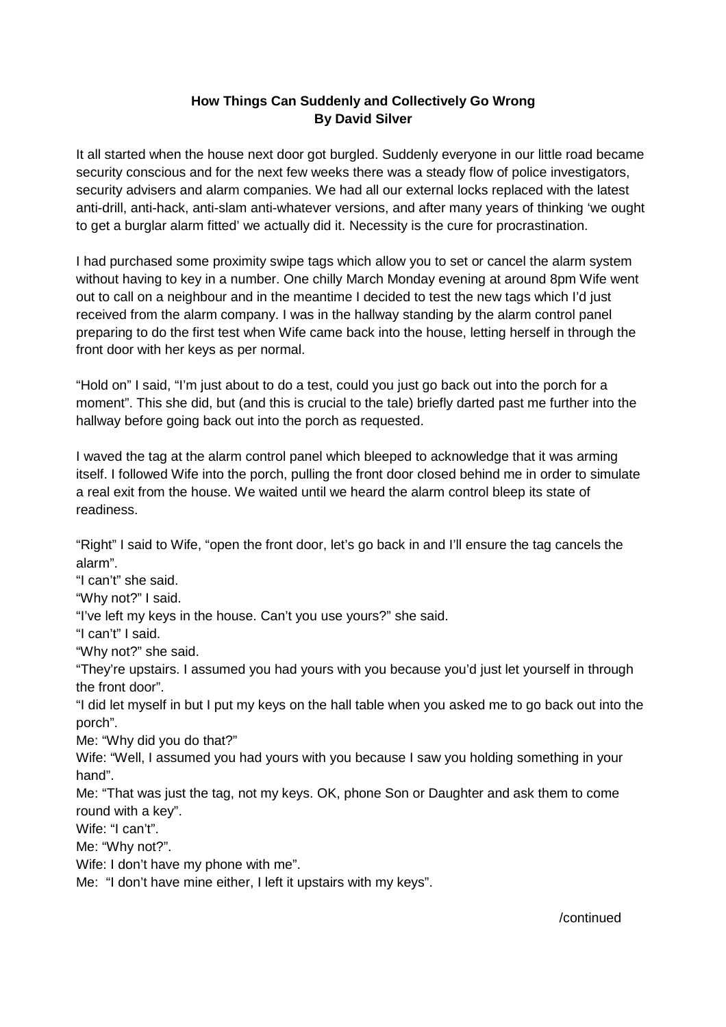**How Things Can Suddenly and Collectively Go Wrong**
**By David Silver**

It all started when the house next door got burgled. Suddenly everyone in our little road became security conscious and for the next few weeks there was a steady flow of police investigators, security advisers and alarm companies. We had all our external locks replaced with the latest anti-drill, anti-hack, anti-slam anti-whatever versions, and after many years of thinking 'we ought to get a burglar alarm fitted' we actually did it. Necessity is the cure for procrastination.

I had purchased some proximity swipe tags which allow you to set or cancel the alarm system without having to key in a number. One chilly March Monday evening at around 8pm Wife went out to call on a neighbour and in the meantime I decided to test the new tags which I'd just received from the alarm company. I was in the hallway standing by the alarm control panel preparing to do the first test when Wife came back into the house, letting herself in through the front door with her keys as per normal.

"Hold on" I said, "I'm just about to do a test, could you just go back out into the porch for a moment". This she did, but (and this is crucial to the tale) briefly darted past me further into the hallway before going back out into the porch as requested.

I waved the tag at the alarm control panel which bleeped to acknowledge that it was arming itself. I followed Wife into the porch, pulling the front door closed behind me in order to simulate a real exit from the house. We waited until we heard the alarm control bleep its state of readiness.

"Right" I said to Wife, "open the front door, let's go back in and I'll ensure the tag cancels the alarm".
"I can't" she said.
"Why not?" I said.
"I've left my keys in the house. Can't you use yours?" she said.
"I can't" I said.
"Why not?" she said.
"They're upstairs. I assumed you had yours with you because you'd just let yourself in through the front door".
"I did let myself in but I put my keys on the hall table when you asked me to go back out into the porch".
Me: "Why did you do that?"
Wife: "Well, I assumed you had yours with you because I saw you holding something in your hand".
Me: "That was just the tag, not my keys. OK, phone Son or Daughter and ask them to come round with a key".
Wife: "I can't".
Me: "Why not?".
Wife: I don't have my phone with me".
Me: "I don't have mine either, I left it upstairs with my keys".

/continued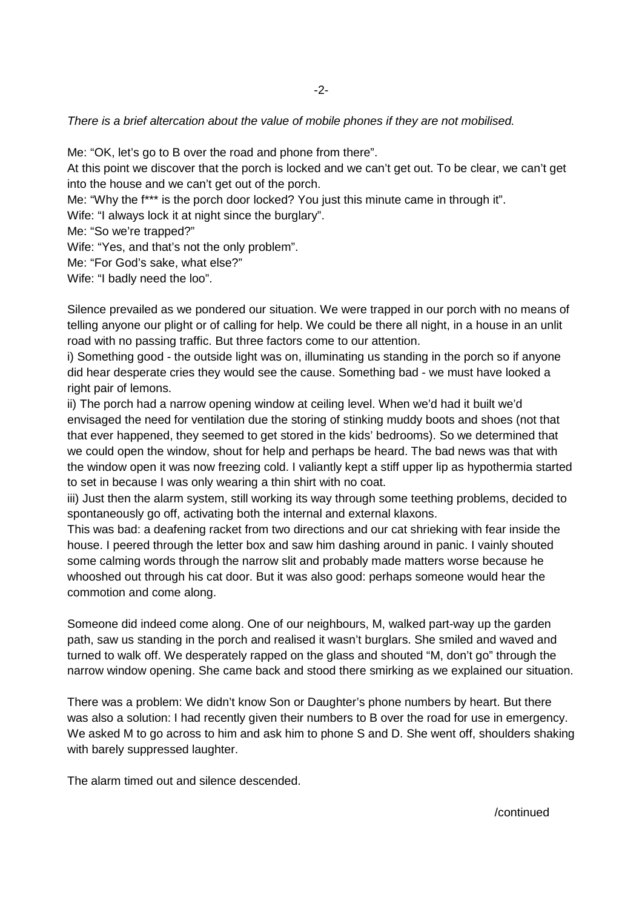*There is a brief altercation about the value of mobile phones if they are not mobilised.*

Me: "OK, let's go to B over the road and phone from there".
At this point we discover that the porch is locked and we can't get out. To be clear, we can't get into the house and we can't get out of the porch.
Me: "Why the f*** is the porch door locked? You just this minute came in through it".
Wife: "I always lock it at night since the burglary".
Me: "So we're trapped?"
Wife: "Yes, and that's not the only problem".
Me: "For God's sake, what else?"
Wife: "I badly need the loo".

Silence prevailed as we pondered our situation. We were trapped in our porch with no means of telling anyone our plight or of calling for help. We could be there all night, in a house in an unlit road with no passing traffic. But three factors come to our attention.
i) Something good - the outside light was on, illuminating us standing in the porch so if anyone did hear desperate cries they would see the cause. Something bad - we must have looked a right pair of lemons.
ii) The porch had a narrow opening window at ceiling level. When we'd had it built we'd envisaged the need for ventilation due the storing of stinking muddy boots and shoes (not that that ever happened, they seemed to get stored in the kids' bedrooms). So we determined that we could open the window, shout for help and perhaps be heard. The bad news was that with the window open it was now freezing cold. I valiantly kept a stiff upper lip as hypothermia started to set in because I was only wearing a thin shirt with no coat.
iii) Just then the alarm system, still working its way through some teething problems, decided to spontaneously go off, activating both the internal and external klaxons.
This was bad: a deafening racket from two directions and our cat shrieking with fear inside the house. I peered through the letter box and saw him dashing around in panic. I vainly shouted some calming words through the narrow slit and probably made matters worse because he whooshed out through his cat door. But it was also good: perhaps someone would hear the commotion and come along.

Someone did indeed come along. One of our neighbours, M, walked part-way up the garden path, saw us standing in the porch and realised it wasn't burglars. She smiled and waved and turned to walk off. We desperately rapped on the glass and shouted "M, don't go" through the narrow window opening. She came back and stood there smirking as we explained our situation.

There was a problem: We didn't know Son or Daughter's phone numbers by heart. But there was also a solution: I had recently given their numbers to B over the road for use in emergency. We asked M to go across to him and ask him to phone S and D. She went off, shoulders shaking with barely suppressed laughter.

The alarm timed out and silence descended.

/continued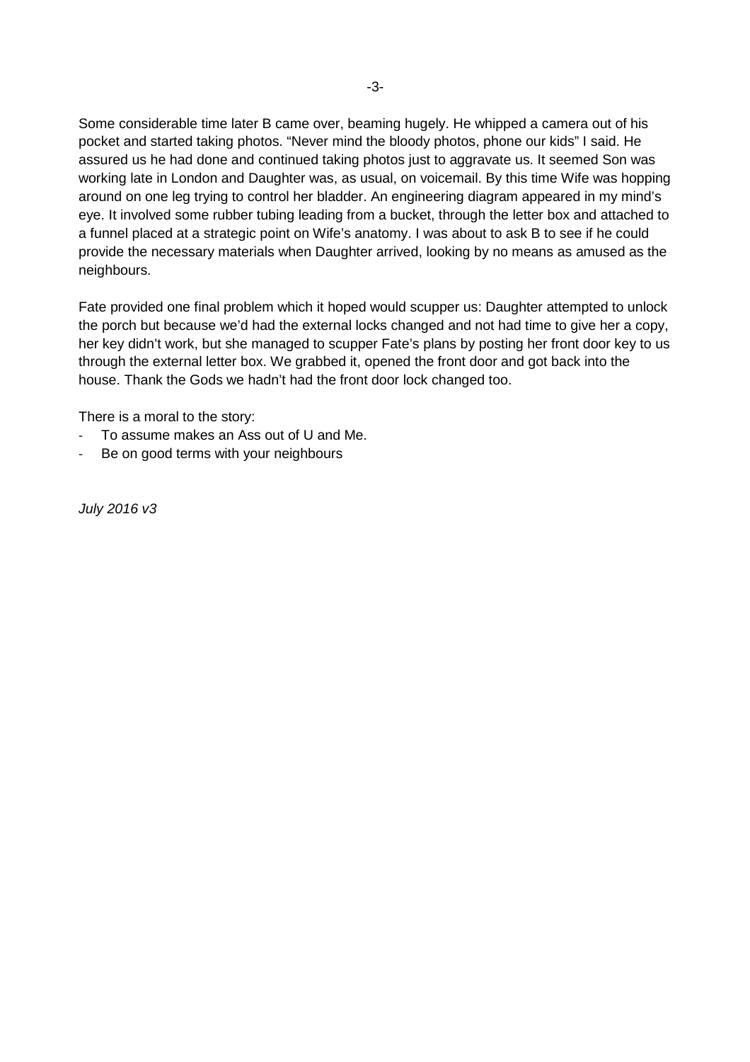Some considerable time later B came over, beaming hugely. He whipped a camera out of his pocket and started taking photos. "Never mind the bloody photos, phone our kids" I said. He assured us he had done and continued taking photos just to aggravate us. It seemed Son was working late in London and Daughter was, as usual, on voicemail. By this time Wife was hopping around on one leg trying to control her bladder. An engineering diagram appeared in my mind's eye. It involved some rubber tubing leading from a bucket, through the letter box and attached to a funnel placed at a strategic point on Wife's anatomy. I was about to ask B to see if he could provide the necessary materials when Daughter arrived, looking by no means as amused as the neighbours.

Fate provided one final problem which it hoped would scupper us: Daughter attempted to unlock the porch but because we'd had the external locks changed and not had time to give her a copy, her key didn't work, but she managed to scupper Fate's plans by posting her front door key to us through the external letter box. We grabbed it, opened the front door and got back into the house. Thank the Gods we hadn't had the front door lock changed too.

There is a moral to the story:

- To assume makes an Ass out of U and Me.
- Be on good terms with your neighbours

*July 2016 v3*